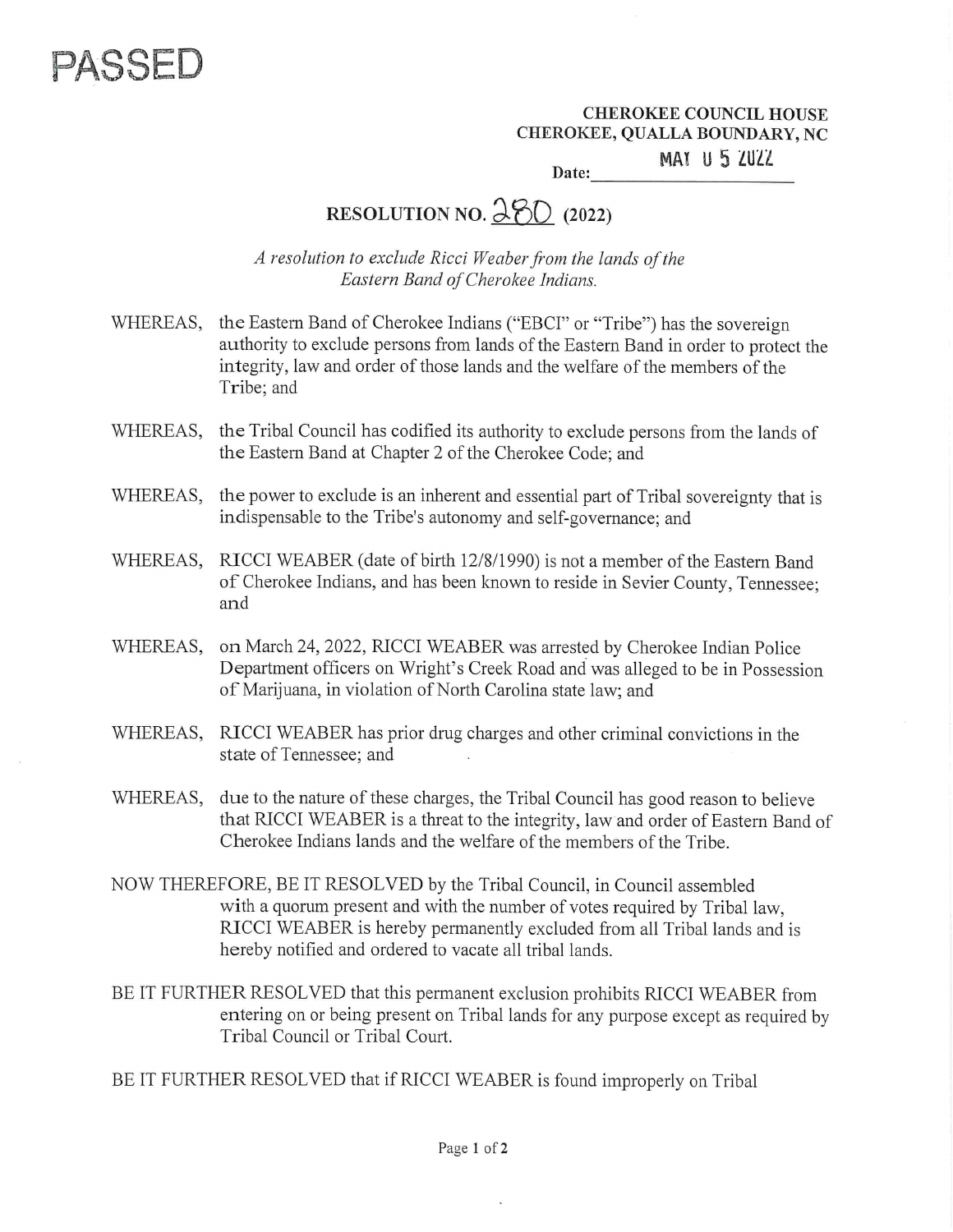PASSED

**CHEROKEE COUNCIL HOUSE**
**CHEROKEE, QUALLA BOUNDARY, NC**

**Date:** MAY 05 2022

# RESOLUTION NO. 280 (2022)

*A resolution to exclude Ricci Weaber from the lands of the Eastern Band of Cherokee Indians.*

WHEREAS, the Eastern Band of Cherokee Indians ("EBCI" or "Tribe") has the sovereign authority to exclude persons from lands of the Eastern Band in order to protect the integrity, law and order of those lands and the welfare of the members of the Tribe; and

WHEREAS, the Tribal Council has codified its authority to exclude persons from the lands of the Eastern Band at Chapter 2 of the Cherokee Code; and

WHEREAS, the power to exclude is an inherent and essential part of Tribal sovereignty that is indispensable to the Tribe's autonomy and self-governance; and

WHEREAS, RICCI WEABER (date of birth 12/8/1990) is not a member of the Eastern Band of Cherokee Indians, and has been known to reside in Sevier County, Tennessee; and

WHEREAS, on March 24, 2022, RICCI WEABER was arrested by Cherokee Indian Police Department officers on Wright's Creek Road and was alleged to be in Possession of Marijuana, in violation of North Carolina state law; and

WHEREAS, RICCI WEABER has prior drug charges and other criminal convictions in the state of Tennessee; and

WHEREAS, due to the nature of these charges, the Tribal Council has good reason to believe that RICCI WEABER is a threat to the integrity, law and order of Eastern Band of Cherokee Indians lands and the welfare of the members of the Tribe.

NOW THEREFORE, BE IT RESOLVED by the Tribal Council, in Council assembled with a quorum present and with the number of votes required by Tribal law, RICCI WEABER is hereby permanently excluded from all Tribal lands and is hereby notified and ordered to vacate all tribal lands.

BE IT FURTHER RESOLVED that this permanent exclusion prohibits RICCI WEABER from entering on or being present on Tribal lands for any purpose except as required by Tribal Council or Tribal Court.

BE IT FURTHER RESOLVED that if RICCI WEABER is found improperly on Tribal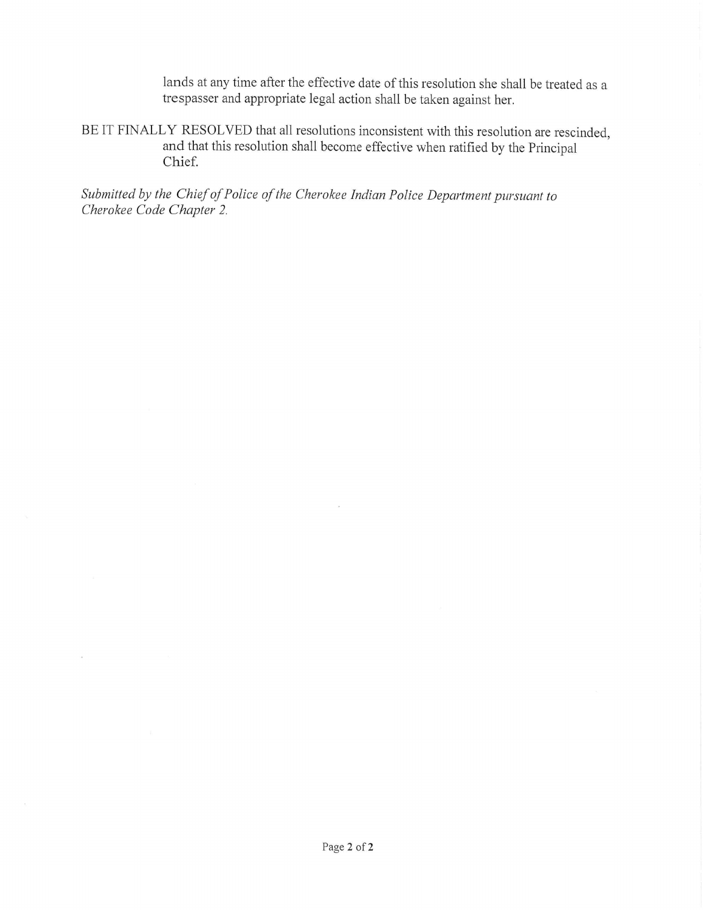lands at any time after the effective date of this resolution she shall be treated as a trespasser and appropriate legal action shall be taken against her.

BE IT FINALLY RESOLVED that all resolutions inconsistent with this resolution are rescinded, and that this resolution shall become effective when ratified by the Principal Chief.

*Submitted by the Chief of Police of the Cherokee Indian Police Department pursuant to Cherokee Code Chapter 2.*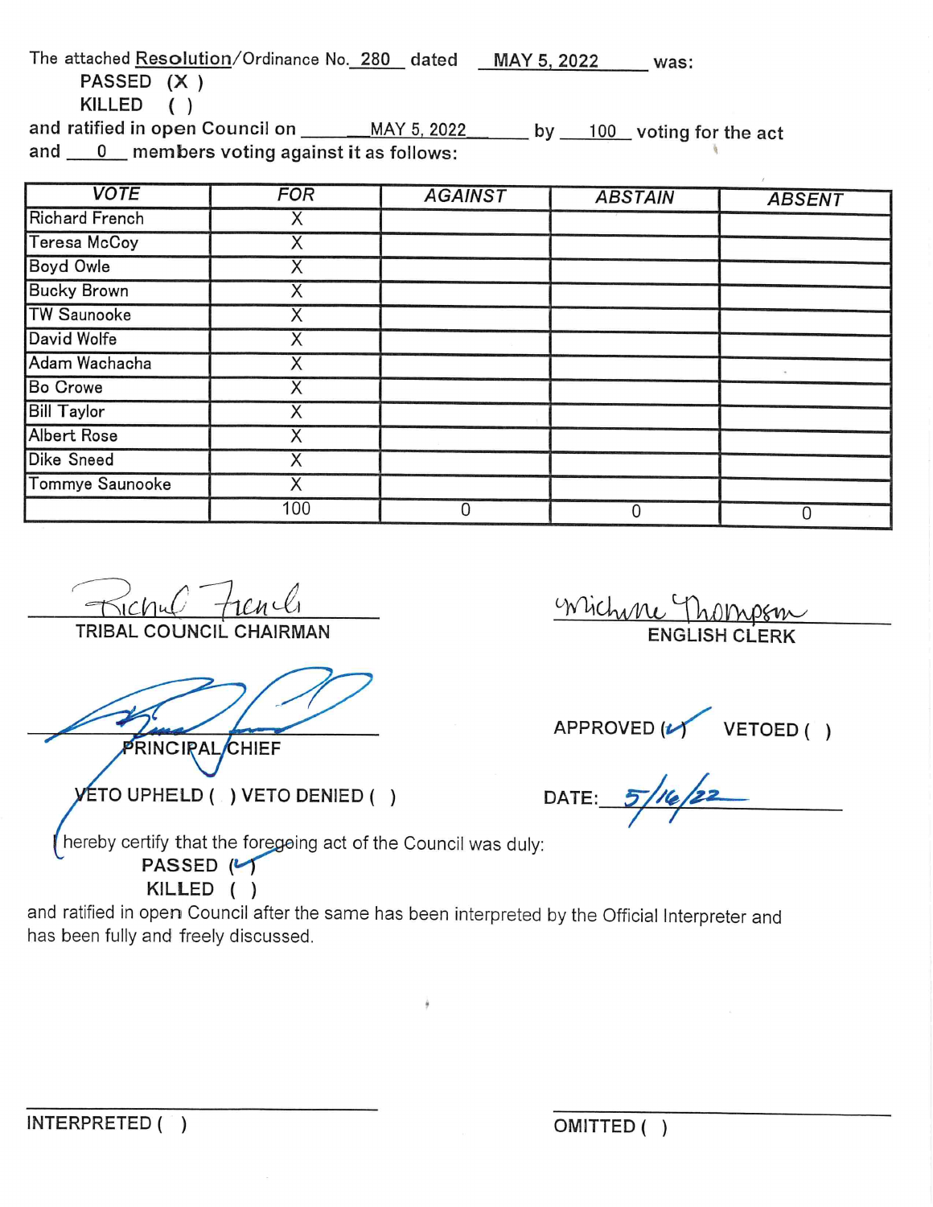The attached Resolution/Ordinance No. 280 dated MAY 5, 2022 was:

PASSED (X)

KILLED ( )

and ratified in open Council on MAY 5, 2022 by 100 voting for the act and 0 members voting against it as follows:

| VOTE | FOR | AGAINST | ABSTAIN | ABSENT |
|---|---|---|---|---|
| Richard French | X | | | |
| Teresa McCoy | X | | | |
| Boyd Owle | X | | | |
| Bucky Brown | X | | | |
| TW Saunooke | X | | | |
| David Wolfe | X | | | |
| Adam Wachacha | X | | | |
| Bo Crowe | X | | | |
| Bill Taylor | X | | | |
| Albert Rose | X | | | |
| Dike Sneed | X | | | |
| Tommye Saunooke | X | | | |
| | 100 | 0 | 0 | 0 |

Richard French
TRIBAL COUNCIL CHAIRMAN

Michunne Thompson
ENGLISH CLERK

PRINCIPAL CHIEF

APPROVED (✓) VETOED ( )

VETO UPHELD ( ) VETO DENIED ( )

DATE: 5/16/22

I hereby certify that the foregoing act of the Council was duly:

PASSED (✓)

KILLED ( )

and ratified in open Council after the same has been interpreted by the Official Interpreter and has been fully and freely discussed.

INTERPRETED ( )

OMITTED ( )